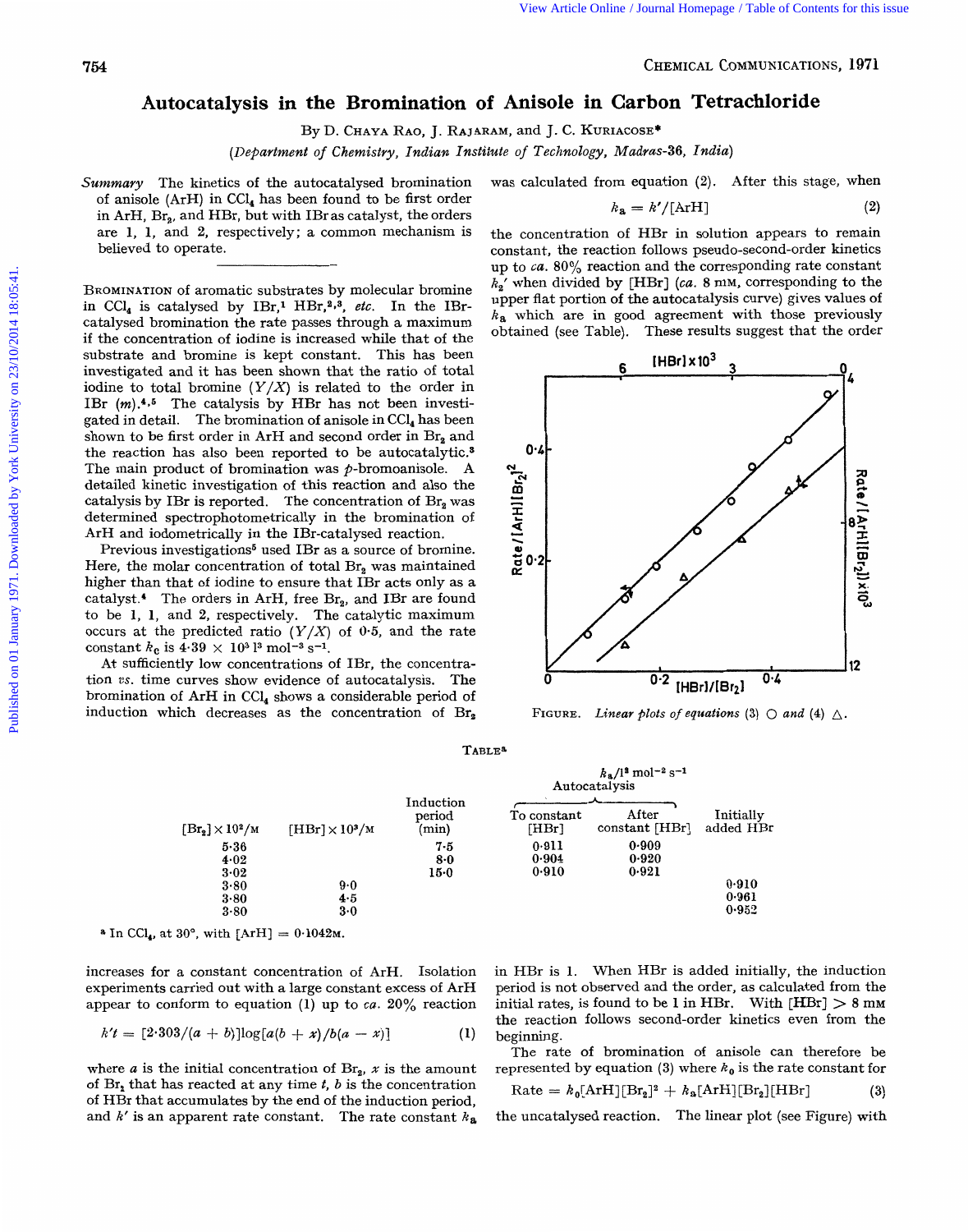# Autocatalysis in the Bromination of Anisole in Carbon Tetrachloride

By D. CHAYA RAO, J. RAJARAM, and J. C. KURIACOSE*

(*Department of Chemistry, Indian Institute of Technology, Madras-36, India*)

*Summary* The kinetics of the autocatalysed bromination of anisole (ArH) in $CCl_4$ has been found to be first order in ArH, $Br_2$, and HBr, but with IBr as catalyst, the orders are 1, 1, and 2, respectively; a common mechanism is believed to operate.

---

BROMINATION of aromatic substrates by molecular bromine in $CCl_4$ is catalysed by IBr,[1] HBr,[2,3] *etc.* In the IBr-catalysed bromination the rate passes through a maximum if the concentration of iodine is increased while that of the substrate and bromine is kept constant. This has been investigated and it has been shown that the ratio of total iodine to total bromine ($Y/X$) is related to the order in IBr ($m$).[4,5] The catalysis by HBr has not been investigated in detail. The bromination of anisole in $CCl_4$ has been shown to be first order in ArH and second order in $Br_2$ and the reaction has also been reported to be autocatalytic.[3] The main product of bromination was *p*-bromoanisole. A detailed kinetic investigation of this reaction and also the catalysis by IBr is reported. The concentration of $Br_2$ was determined spectrophotometrically in the bromination of ArH and iodometrically in the IBr-catalysed reaction.

Previous investigations[5] used IBr as a source of bromine. Here, the molar concentration of total $Br_2$ was maintained higher than that of iodine to ensure that IBr acts only as a catalyst.[4] The orders in ArH, free $Br_2$, and IBr are found to be 1, 1, and 2, respectively. The catalytic maximum occurs at the predicted ratio ($Y/X$) of 0·5, and the rate constant $k_c$ is $4{\cdot}39 \times 10^3$ l$^3$ mol$^{-3}$ s$^{-1}$.

At sufficiently low concentrations of IBr, the concentration *vs.* time curves show evidence of autocatalysis. The bromination of ArH in $CCl_4$ shows a considerable period of induction which decreases as the concentration of $Br_2$ increases for a constant concentration of ArH. Isolation experiments carried out with a large constant excess of ArH appear to conform to equation (1) up to *ca.* 20% reaction

$$k't = [2{\cdot}303/(a + b)]\log[a(b + x)/b(a - x)] \qquad (1)$$

where $a$ is the initial concentration of $Br_2$, $x$ is the amount of $Br_2$ that has reacted at any time $t$, $b$ is the concentration of HBr that accumulates by the end of the induction period, and $k'$ is an apparent rate constant. The rate constant $k_a$ was calculated from equation (2). After this stage, when

$$k_a = k'/[\text{ArH}] \qquad (2)$$

the concentration of HBr in solution appears to remain constant, the reaction follows pseudo-second-order kinetics up to *ca.* 80% reaction and the corresponding rate constant $k_2'$ when divided by [HBr] (*ca.* 8 mM, corresponding to the upper flat portion of the autocatalysis curve) gives values of $k_a$ which are in good agreement with those previously obtained (see Table). These results suggest that the order in HBr is 1. When HBr is added initially, the induction period is not observed and the order, as calculated from the initial rates, is found to be 1 in HBr. With [HBr] > 8 mM the reaction follows second-order kinetics even from the beginning.

The rate of bromination of anisole can therefore be represented by equation (3) where $k_0$ is the rate constant for

$$\text{Rate} = k_0[\text{ArH}][\text{Br}_2]^2 + k_a[\text{ArH}][\text{Br}_2][\text{HBr}] \qquad (3)$$

the uncatalysed reaction. The linear plot (see Figure) with

FIGURE. *Linear plots of equations* (3) ○ *and* (4) △.

TABLE[a]

| $[Br_2] \times 10^2$/M | $[HBr] \times 10^3$/M | Induction period (min) | $k_a$/l$^2$ mol$^{-2}$ s$^{-1}$ Autocatalysis: To constant [HBr] | After constant [HBr] | Initially added HBr |
|---|---|---|---|---|---|
| 5·36 | | 7·5 | 0·911 | 0·909 | |
| 4·02 | | 8·0 | 0·904 | 0·920 | |
| 3·02 | | 15·0 | 0·910 | 0·921 | |
| 3·80 | 9·0 | | | | 0·910 |
| 3·80 | 4·5 | | | | 0·961 |
| 3·80 | 3·0 | | | | 0·952 |

[a] In $CCl_4$, at 30°, with [ArH] = 0·1042M.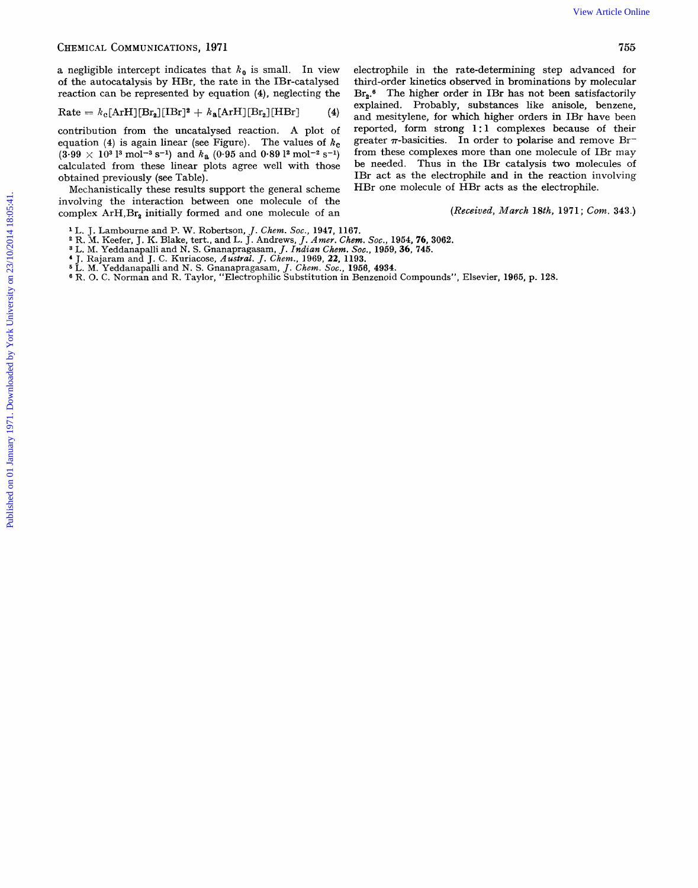a negligible intercept indicates that $k_0$ is small. In view of the autocatalysis by HBr, the rate in the IBr-catalysed reaction can be represented by equation (4), neglecting the

$$\text{Rate} = k_c[\text{ArH}][\text{Br}_2][\text{IBr}]^2 + k_a[\text{ArH}][\text{Br}_2][\text{HBr}] \quad (4)$$

contribution from the uncatalysed reaction. A plot of equation (4) is again linear (see Figure). The values of $k_c$ ($3\cdot99 \times 10^3$ $l^3$ $mol^{-3}$ $s^{-1}$) and $k_a$ ($0\cdot95$ and $0\cdot89$ $l^2$ $mol^{-2}$ $s^{-1}$) calculated from these linear plots agree well with those obtained previously (see Table).

Mechanistically these results support the general scheme involving the interaction between one molecule of the complex $ArH,Br_2$ initially formed and one molecule of an electrophile in the rate-determining step advanced for third-order kinetics observed in brominations by molecular $Br_2$.[6] The higher order in IBr has not been satisfactorily explained. Probably, substances like anisole, benzene, and mesitylene, for which higher orders in IBr have been reported, form strong 1:1 complexes because of their greater $\pi$-basicities. In order to polarise and remove $Br^-$ from these complexes more than one molecule of IBr may be needed. Thus in the IBr catalysis two molecules of IBr act as the electrophile and in the reaction involving HBr one molecule of HBr acts as the electrophile.

(*Received, March 18th*, 1971; *Com.* 343.)

[1] L. J. Lambourne and P. W. Robertson, *J. Chem. Soc.*, 1947, 1167.
[2] R. M. Keefer, J. K. Blake, tert., and L. J. Andrews, *J. Amer. Chem. Soc.*, 1954, **76**, 3062.
[3] L. M. Yeddanapalli and N. S. Gnanapragasam, *J. Indian Chem. Soc.*, 1959, **36**, 745.
[4] J. Rajaram and J. C. Kuriacose, *Austral. J. Chem.*, 1969, **22**, 1193.
[5] L. M. Yeddanapalli and N. S. Gnanapragasam, *J. Chem. Soc.*, 1956, 4934.
[6] R. O. C. Norman and R. Taylor, "Electrophilic Substitution in Benzenoid Compounds", Elsevier, 1965, p. 128.